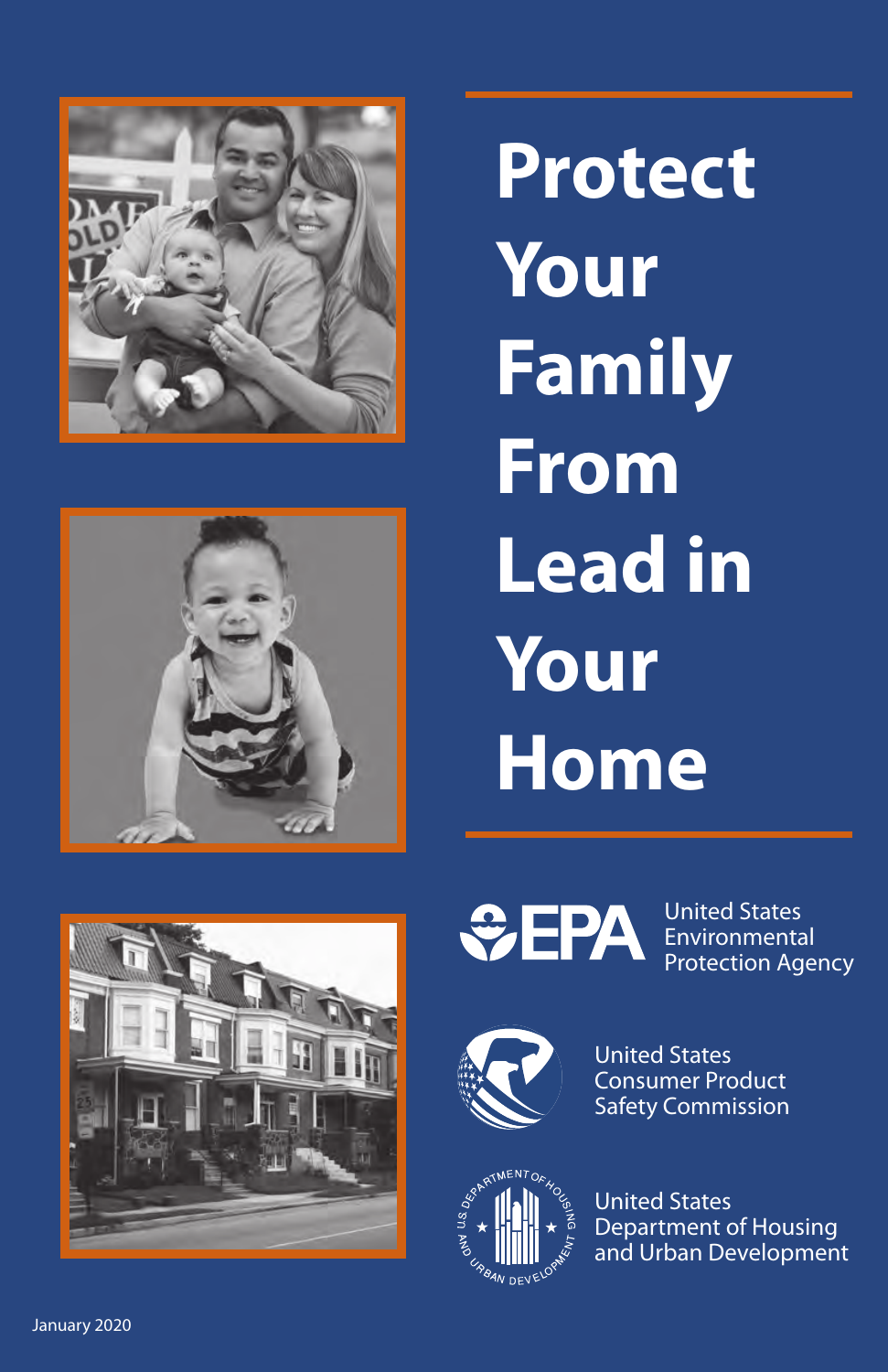# Protect Your Family From Lead in Your Home

United States Environmental Protection Agency

United States Consumer Product Safety Commission

United States Department of Housing and Urban Development

January 2020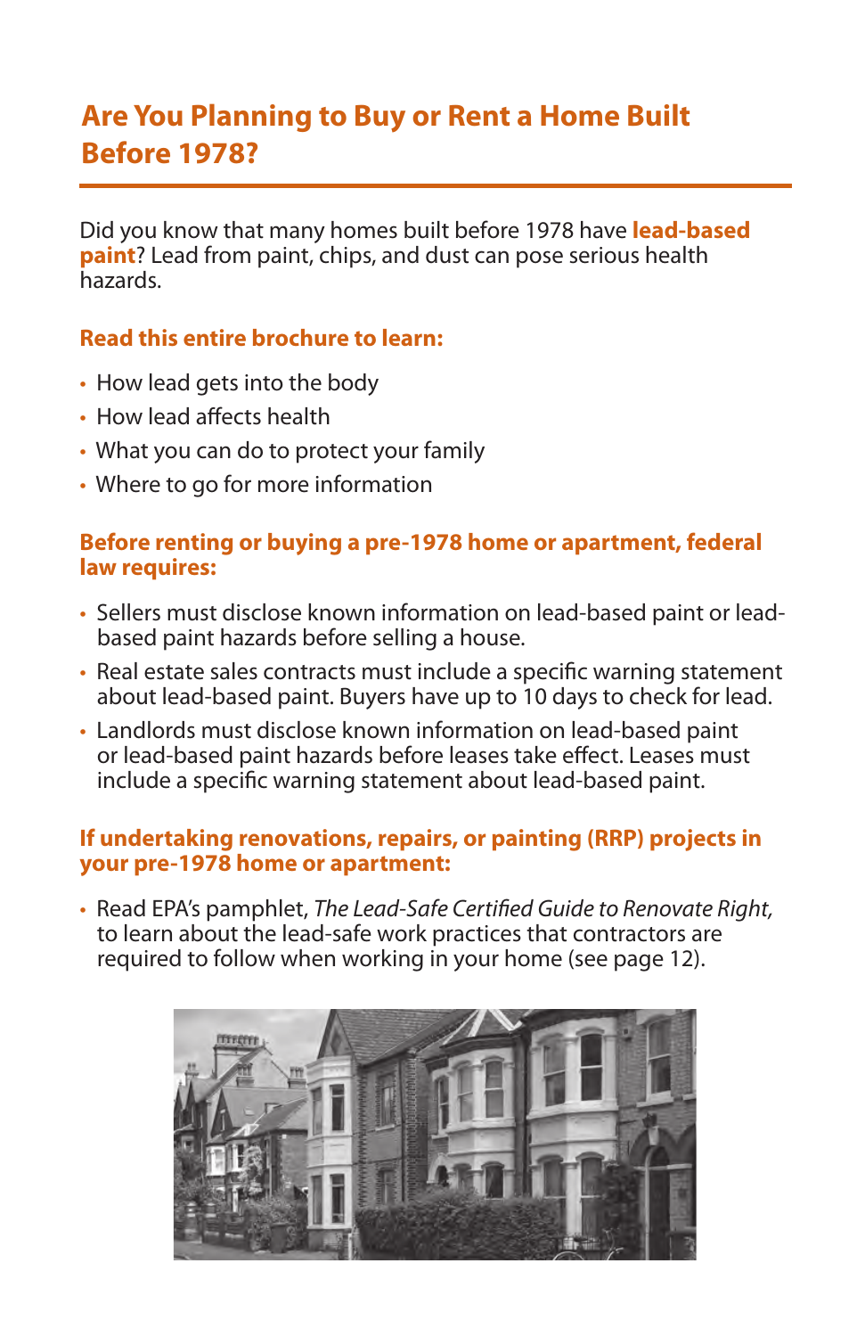# Are You Planning to Buy or Rent a Home Built Before 1978?

Did you know that many homes built before 1978 have **lead-based paint**? Lead from paint, chips, and dust can pose serious health hazards.

**Read this entire brochure to learn:**

- How lead gets into the body
- How lead affects health
- What you can do to protect your family
- Where to go for more information

**Before renting or buying a pre-1978 home or apartment, federal law requires:**

- Sellers must disclose known information on lead-based paint or lead-based paint hazards before selling a house.
- Real estate sales contracts must include a specific warning statement about lead-based paint. Buyers have up to 10 days to check for lead.
- Landlords must disclose known information on lead-based paint or lead-based paint hazards before leases take effect. Leases must include a specific warning statement about lead-based paint.

**If undertaking renovations, repairs, or painting (RRP) projects in your pre-1978 home or apartment:**

- Read EPA's pamphlet, *The Lead-Safe Certified Guide to Renovate Right,* to learn about the lead-safe work practices that contractors are required to follow when working in your home (see page 12).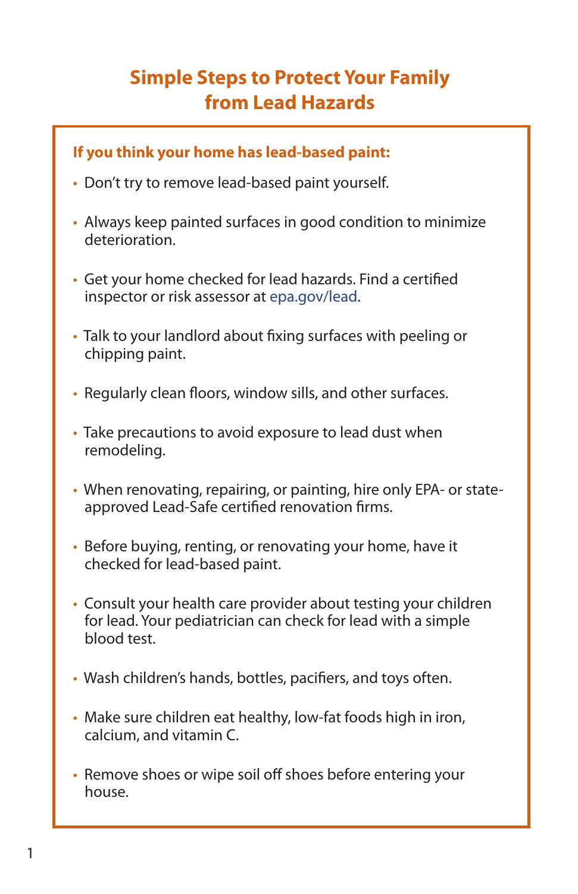# Simple Steps to Protect Your Family from Lead Hazards

**If you think your home has lead-based paint:**

- Don't try to remove lead-based paint yourself.
- Always keep painted surfaces in good condition to minimize deterioration.
- Get your home checked for lead hazards. Find a certified inspector or risk assessor at epa.gov/lead.
- Talk to your landlord about fixing surfaces with peeling or chipping paint.
- Regularly clean floors, window sills, and other surfaces.
- Take precautions to avoid exposure to lead dust when remodeling.
- When renovating, repairing, or painting, hire only EPA- or state-approved Lead-Safe certified renovation firms.
- Before buying, renting, or renovating your home, have it checked for lead-based paint.
- Consult your health care provider about testing your children for lead. Your pediatrician can check for lead with a simple blood test.
- Wash children's hands, bottles, pacifiers, and toys often.
- Make sure children eat healthy, low-fat foods high in iron, calcium, and vitamin C.
- Remove shoes or wipe soil off shoes before entering your house.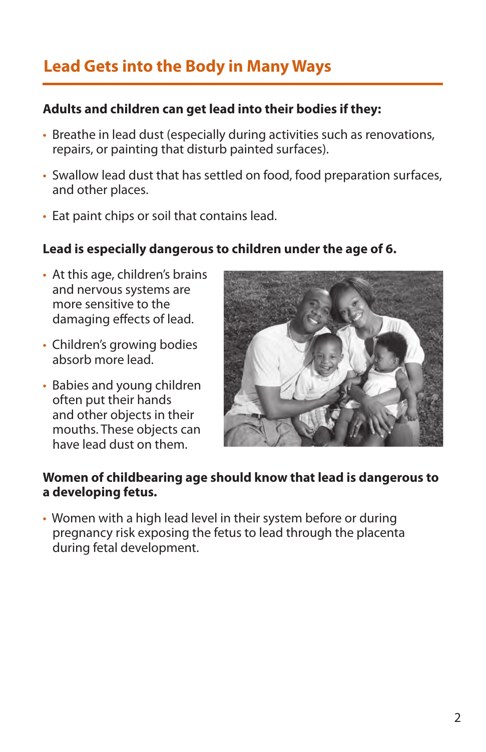## Lead Gets into the Body in Many Ways

**Adults and children can get lead into their bodies if they:**

- Breathe in lead dust (especially during activities such as renovations, repairs, or painting that disturb painted surfaces).
- Swallow lead dust that has settled on food, food preparation surfaces, and other places.
- Eat paint chips or soil that contains lead.

**Lead is especially dangerous to children under the age of 6.**

- At this age, children's brains and nervous systems are more sensitive to the damaging effects of lead.
- Children's growing bodies absorb more lead.
- Babies and young children often put their hands and other objects in their mouths. These objects can have lead dust on them.

**Women of childbearing age should know that lead is dangerous to a developing fetus.**

- Women with a high lead level in their system before or during pregnancy risk exposing the fetus to lead through the placenta during fetal development.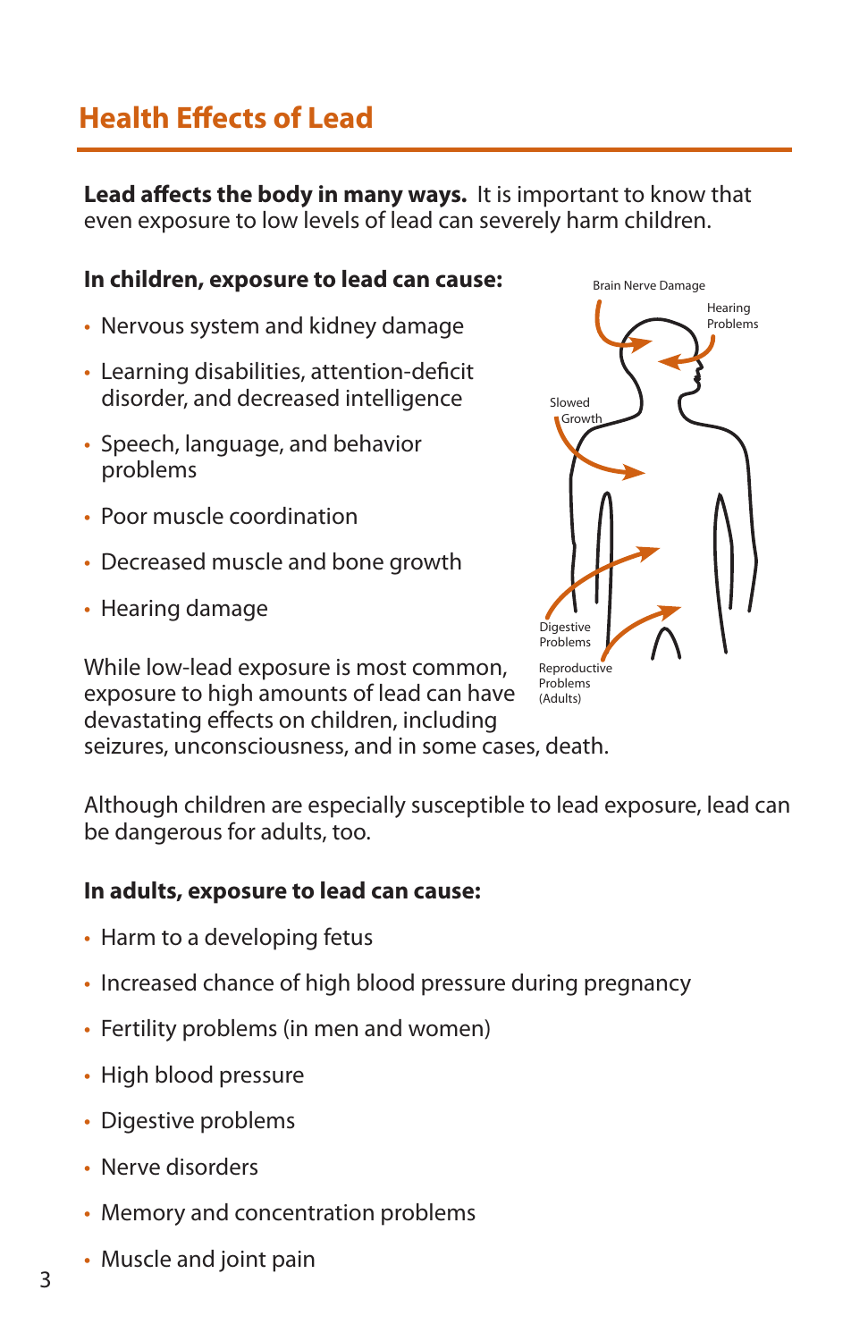## Health Effects of Lead

**Lead affects the body in many ways.** It is important to know that even exposure to low levels of lead can severely harm children.

**In children, exposure to lead can cause:**

- Nervous system and kidney damage
- Learning disabilities, attention-deficit disorder, and decreased intelligence
- Speech, language, and behavior problems
- Poor muscle coordination
- Decreased muscle and bone growth
- Hearing damage

Brain Nerve Damage

Hearing Problems

Slowed Growth

Digestive Problems

Reproductive Problems (Adults)

While low-lead exposure is most common, exposure to high amounts of lead can have devastating effects on children, including seizures, unconsciousness, and in some cases, death.

Although children are especially susceptible to lead exposure, lead can be dangerous for adults, too.

**In adults, exposure to lead can cause:**

- Harm to a developing fetus
- Increased chance of high blood pressure during pregnancy
- Fertility problems (in men and women)
- High blood pressure
- Digestive problems
- Nerve disorders
- Memory and concentration problems
- Muscle and joint pain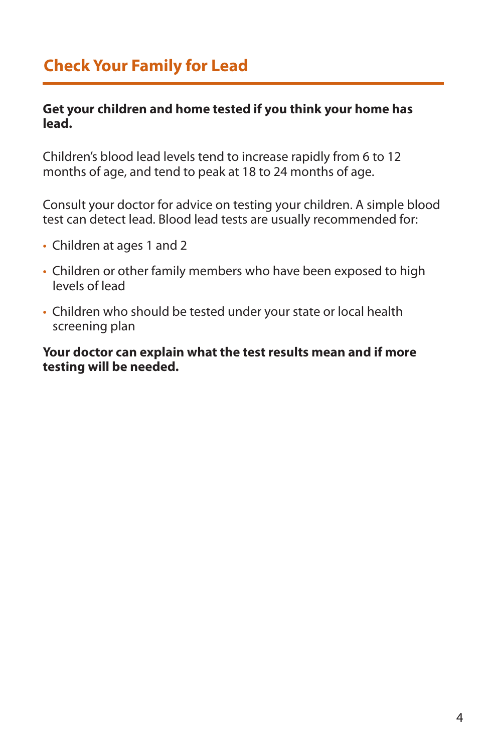# Check Your Family for Lead

**Get your children and home tested if you think your home has lead.**

Children's blood lead levels tend to increase rapidly from 6 to 12 months of age, and tend to peak at 18 to 24 months of age.

Consult your doctor for advice on testing your children. A simple blood test can detect lead. Blood lead tests are usually recommended for:

- Children at ages 1 and 2
- Children or other family members who have been exposed to high levels of lead
- Children who should be tested under your state or local health screening plan

**Your doctor can explain what the test results mean and if more testing will be needed.**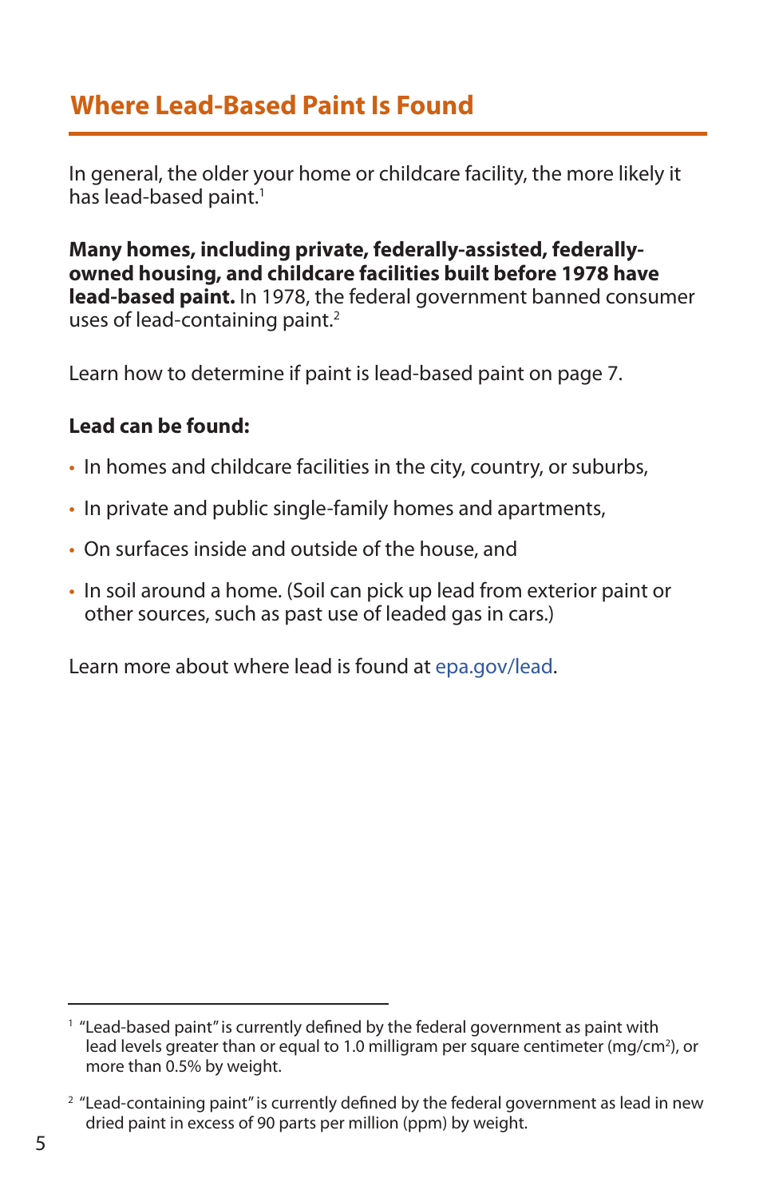## Where Lead-Based Paint Is Found

In general, the older your home or childcare facility, the more likely it has lead-based paint.[1]

**Many homes, including private, federally-assisted, federally-owned housing, and childcare facilities built before 1978 have lead-based paint.** In 1978, the federal government banned consumer uses of lead-containing paint.[2]

Learn how to determine if paint is lead-based paint on page 7.

**Lead can be found:**

- In homes and childcare facilities in the city, country, or suburbs,
- In private and public single-family homes and apartments,
- On surfaces inside and outside of the house, and
- In soil around a home. (Soil can pick up lead from exterior paint or other sources, such as past use of leaded gas in cars.)

Learn more about where lead is found at epa.gov/lead.

---

[1] "Lead-based paint" is currently defined by the federal government as paint with lead levels greater than or equal to 1.0 milligram per square centimeter ($mg/cm^2$), or more than 0.5% by weight.

[2] "Lead-containing paint" is currently defined by the federal government as lead in new dried paint in excess of 90 parts per million (ppm) by weight.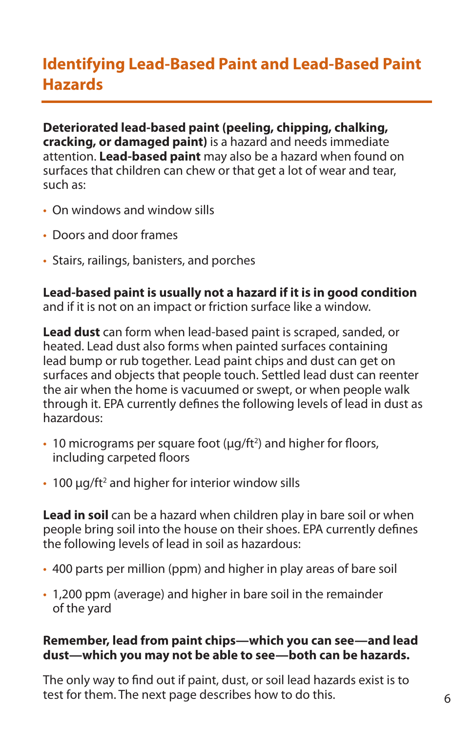# Identifying Lead-Based Paint and Lead-Based Paint Hazards

**Deteriorated lead-based paint (peeling, chipping, chalking, cracking, or damaged paint)** is a hazard and needs immediate attention. **Lead-based paint** may also be a hazard when found on surfaces that children can chew or that get a lot of wear and tear, such as:

- On windows and window sills
- Doors and door frames
- Stairs, railings, banisters, and porches

**Lead-based paint is usually not a hazard if it is in good condition** and if it is not on an impact or friction surface like a window.

**Lead dust** can form when lead-based paint is scraped, sanded, or heated. Lead dust also forms when painted surfaces containing lead bump or rub together. Lead paint chips and dust can get on surfaces and objects that people touch. Settled lead dust can reenter the air when the home is vacuumed or swept, or when people walk through it. EPA currently defines the following levels of lead in dust as hazardous:

- 10 micrograms per square foot ($\mu g/ft^2$) and higher for floors, including carpeted floors
- 100 $\mu g/ft^2$ and higher for interior window sills

**Lead in soil** can be a hazard when children play in bare soil or when people bring soil into the house on their shoes. EPA currently defines the following levels of lead in soil as hazardous:

- 400 parts per million (ppm) and higher in play areas of bare soil
- 1,200 ppm (average) and higher in bare soil in the remainder of the yard

**Remember, lead from paint chips—which you can see—and lead dust—which you may not be able to see—both can be hazards.**

The only way to find out if paint, dust, or soil lead hazards exist is to test for them. The next page describes how to do this.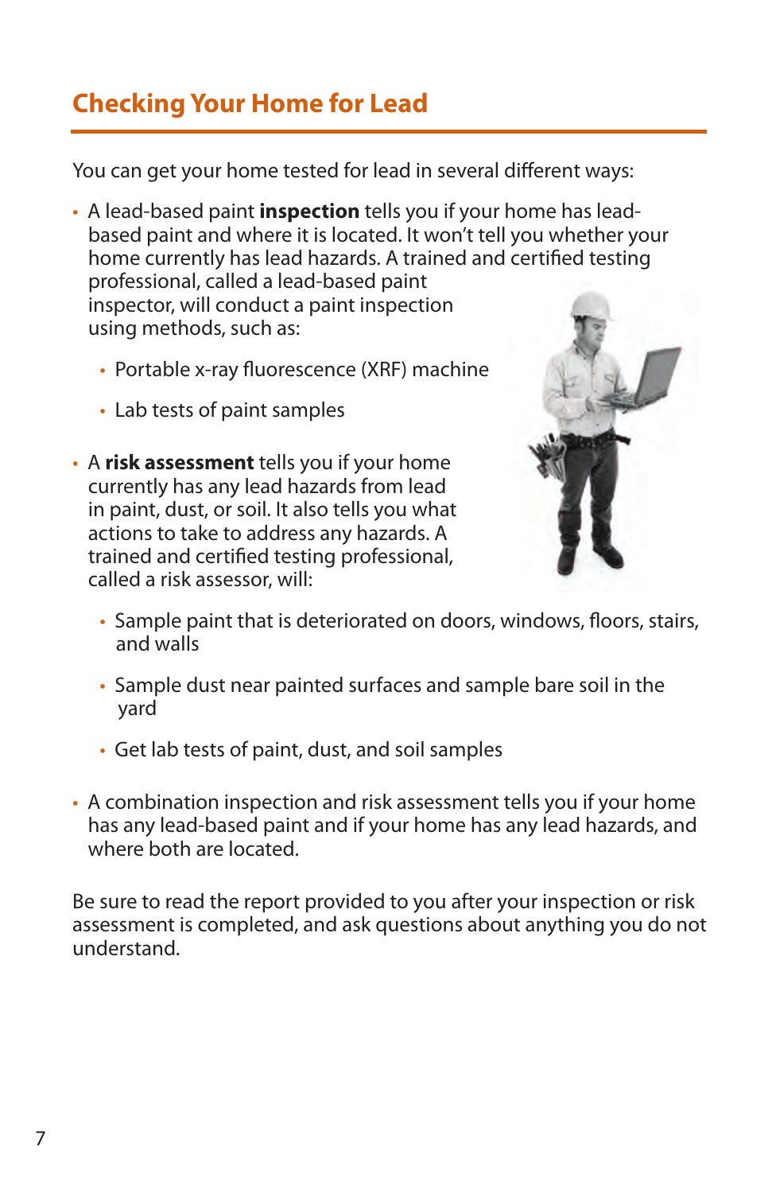## Checking Your Home for Lead

You can get your home tested for lead in several different ways:

- A lead-based paint **inspection** tells you if your home has lead-based paint and where it is located. It won't tell you whether your home currently has lead hazards. A trained and certified testing professional, called a lead-based paint inspector, will conduct a paint inspection using methods, such as:
  - Portable x-ray fluorescence (XRF) machine
  - Lab tests of paint samples
- A **risk assessment** tells you if your home currently has any lead hazards from lead in paint, dust, or soil. It also tells you what actions to take to address any hazards. A trained and certified testing professional, called a risk assessor, will:
  - Sample paint that is deteriorated on doors, windows, floors, stairs, and walls
  - Sample dust near painted surfaces and sample bare soil in the yard
  - Get lab tests of paint, dust, and soil samples
- A combination inspection and risk assessment tells you if your home has any lead-based paint and if your home has any lead hazards, and where both are located.

Be sure to read the report provided to you after your inspection or risk assessment is completed, and ask questions about anything you do not understand.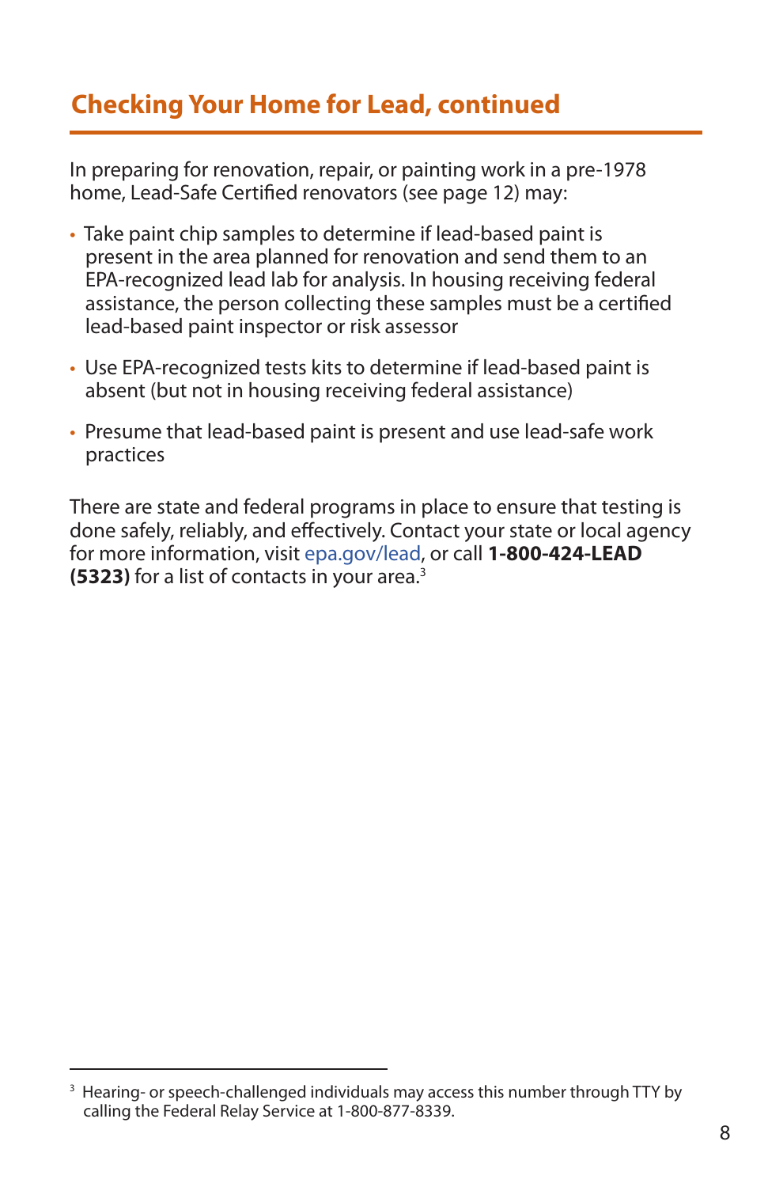## Checking Your Home for Lead, continued

In preparing for renovation, repair, or painting work in a pre-1978 home, Lead-Safe Certified renovators (see page 12) may:

- Take paint chip samples to determine if lead-based paint is present in the area planned for renovation and send them to an EPA-recognized lead lab for analysis. In housing receiving federal assistance, the person collecting these samples must be a certified lead-based paint inspector or risk assessor
- Use EPA-recognized tests kits to determine if lead-based paint is absent (but not in housing receiving federal assistance)
- Presume that lead-based paint is present and use lead-safe work practices

There are state and federal programs in place to ensure that testing is done safely, reliably, and effectively. Contact your state or local agency for more information, visit epa.gov/lead, or call **1-800-424-LEAD (5323)** for a list of contacts in your area.[3]

[3] Hearing- or speech-challenged individuals may access this number through TTY by calling the Federal Relay Service at 1-800-877-8339.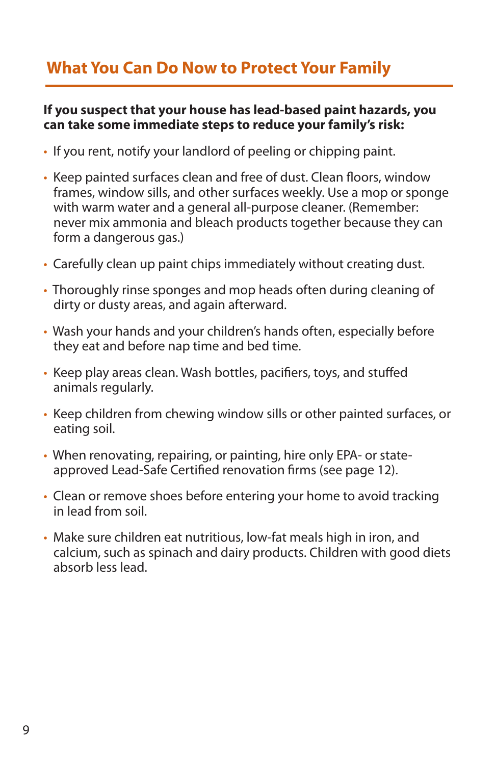## What You Can Do Now to Protect Your Family

**If you suspect that your house has lead-based paint hazards, you can take some immediate steps to reduce your family's risk:**

- If you rent, notify your landlord of peeling or chipping paint.
- Keep painted surfaces clean and free of dust. Clean floors, window frames, window sills, and other surfaces weekly. Use a mop or sponge with warm water and a general all-purpose cleaner. (Remember: never mix ammonia and bleach products together because they can form a dangerous gas.)
- Carefully clean up paint chips immediately without creating dust.
- Thoroughly rinse sponges and mop heads often during cleaning of dirty or dusty areas, and again afterward.
- Wash your hands and your children's hands often, especially before they eat and before nap time and bed time.
- Keep play areas clean. Wash bottles, pacifiers, toys, and stuffed animals regularly.
- Keep children from chewing window sills or other painted surfaces, or eating soil.
- When renovating, repairing, or painting, hire only EPA- or state-approved Lead-Safe Certified renovation firms (see page 12).
- Clean or remove shoes before entering your home to avoid tracking in lead from soil.
- Make sure children eat nutritious, low-fat meals high in iron, and calcium, such as spinach and dairy products. Children with good diets absorb less lead.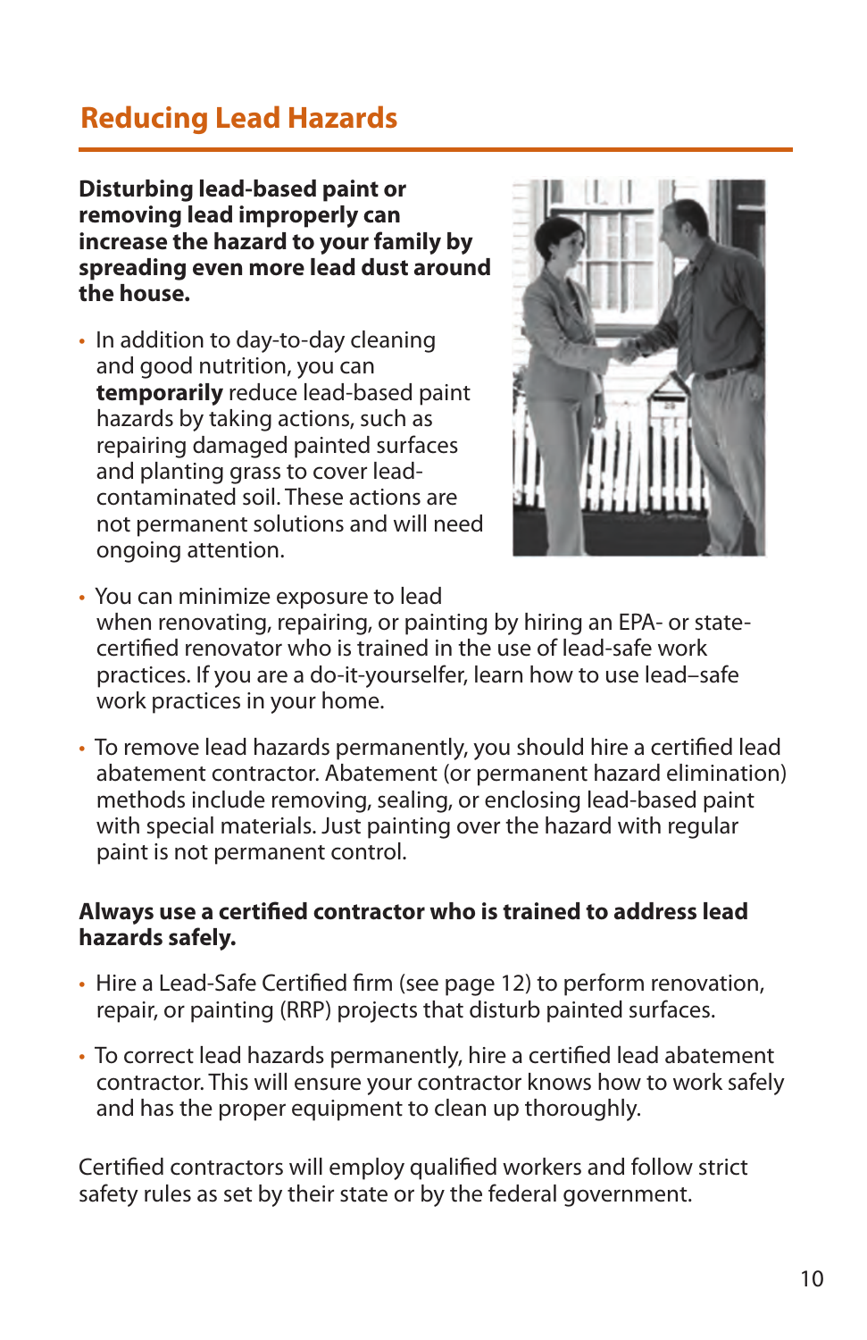## Reducing Lead Hazards

**Disturbing lead-based paint or removing lead improperly can increase the hazard to your family by spreading even more lead dust around the house.**

- In addition to day-to-day cleaning and good nutrition, you can **temporarily** reduce lead-based paint hazards by taking actions, such as repairing damaged painted surfaces and planting grass to cover lead-contaminated soil. These actions are not permanent solutions and will need ongoing attention.
- You can minimize exposure to lead when renovating, repairing, or painting by hiring an EPA- or state-certified renovator who is trained in the use of lead-safe work practices. If you are a do-it-yourselfer, learn how to use lead–safe work practices in your home.
- To remove lead hazards permanently, you should hire a certified lead abatement contractor. Abatement (or permanent hazard elimination) methods include removing, sealing, or enclosing lead-based paint with special materials. Just painting over the hazard with regular paint is not permanent control.

**Always use a certified contractor who is trained to address lead hazards safely.**

- Hire a Lead-Safe Certified firm (see page 12) to perform renovation, repair, or painting (RRP) projects that disturb painted surfaces.
- To correct lead hazards permanently, hire a certified lead abatement contractor. This will ensure your contractor knows how to work safely and has the proper equipment to clean up thoroughly.

Certified contractors will employ qualified workers and follow strict safety rules as set by their state or by the federal government.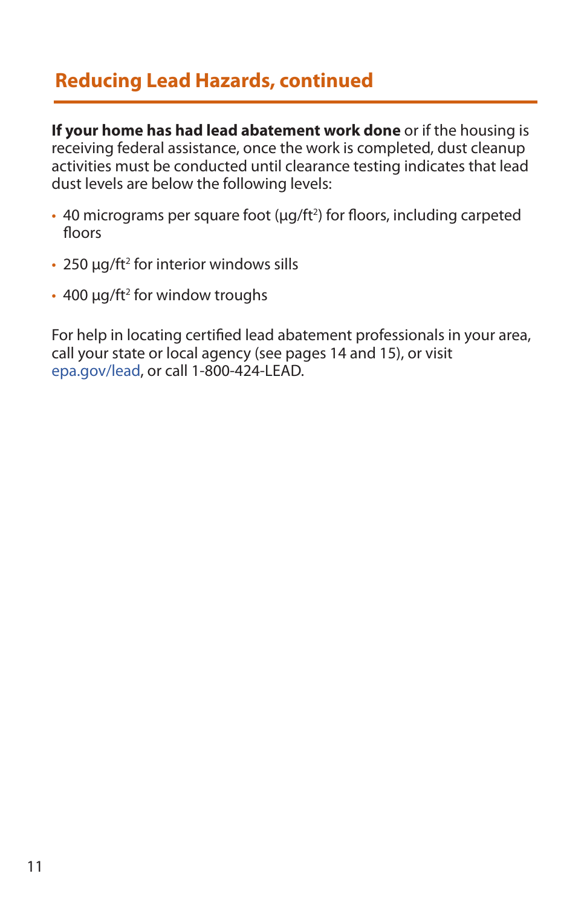## Reducing Lead Hazards, continued

**If your home has had lead abatement work done** or if the housing is receiving federal assistance, once the work is completed, dust cleanup activities must be conducted until clearance testing indicates that lead dust levels are below the following levels:

- 40 micrograms per square foot ($\mu g/ft^2$) for floors, including carpeted floors
- 250 $\mu g/ft^2$ for interior windows sills
- 400 $\mu g/ft^2$ for window troughs

For help in locating certified lead abatement professionals in your area, call your state or local agency (see pages 14 and 15), or visit epa.gov/lead, or call 1-800-424-LEAD.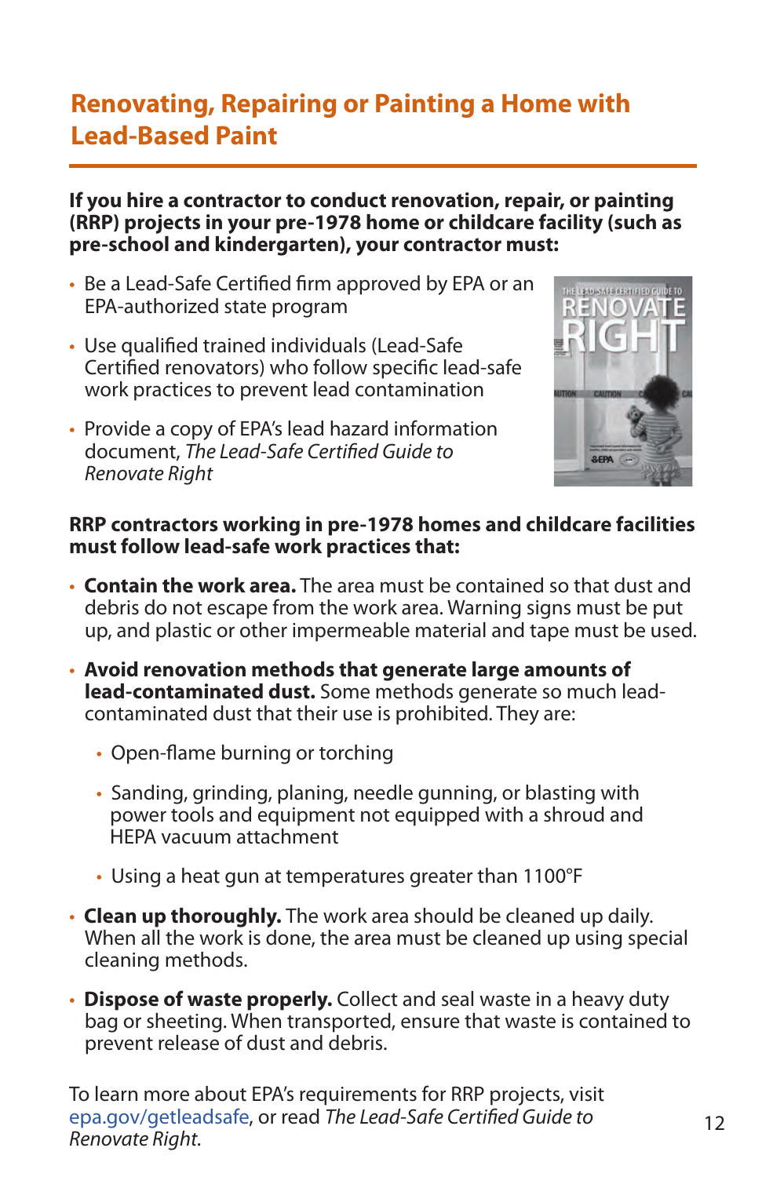# Renovating, Repairing or Painting a Home with Lead-Based Paint

**If you hire a contractor to conduct renovation, repair, or painting (RRP) projects in your pre-1978 home or childcare facility (such as pre-school and kindergarten), your contractor must:**

- Be a Lead-Safe Certified firm approved by EPA or an EPA-authorized state program
- Use qualified trained individuals (Lead-Safe Certified renovators) who follow specific lead-safe work practices to prevent lead contamination
- Provide a copy of EPA's lead hazard information document, *The Lead-Safe Certified Guide to Renovate Right*

**RRP contractors working in pre-1978 homes and childcare facilities must follow lead-safe work practices that:**

- **Contain the work area.** The area must be contained so that dust and debris do not escape from the work area. Warning signs must be put up, and plastic or other impermeable material and tape must be used.
- **Avoid renovation methods that generate large amounts of lead-contaminated dust.** Some methods generate so much lead-contaminated dust that their use is prohibited. They are:
  - Open-flame burning or torching
  - Sanding, grinding, planing, needle gunning, or blasting with power tools and equipment not equipped with a shroud and HEPA vacuum attachment
  - Using a heat gun at temperatures greater than 1100°F
- **Clean up thoroughly.** The work area should be cleaned up daily. When all the work is done, the area must be cleaned up using special cleaning methods.
- **Dispose of waste properly.** Collect and seal waste in a heavy duty bag or sheeting. When transported, ensure that waste is contained to prevent release of dust and debris.

To learn more about EPA's requirements for RRP projects, visit epa.gov/getleadsafe, or read *The Lead-Safe Certified Guide to Renovate Right.*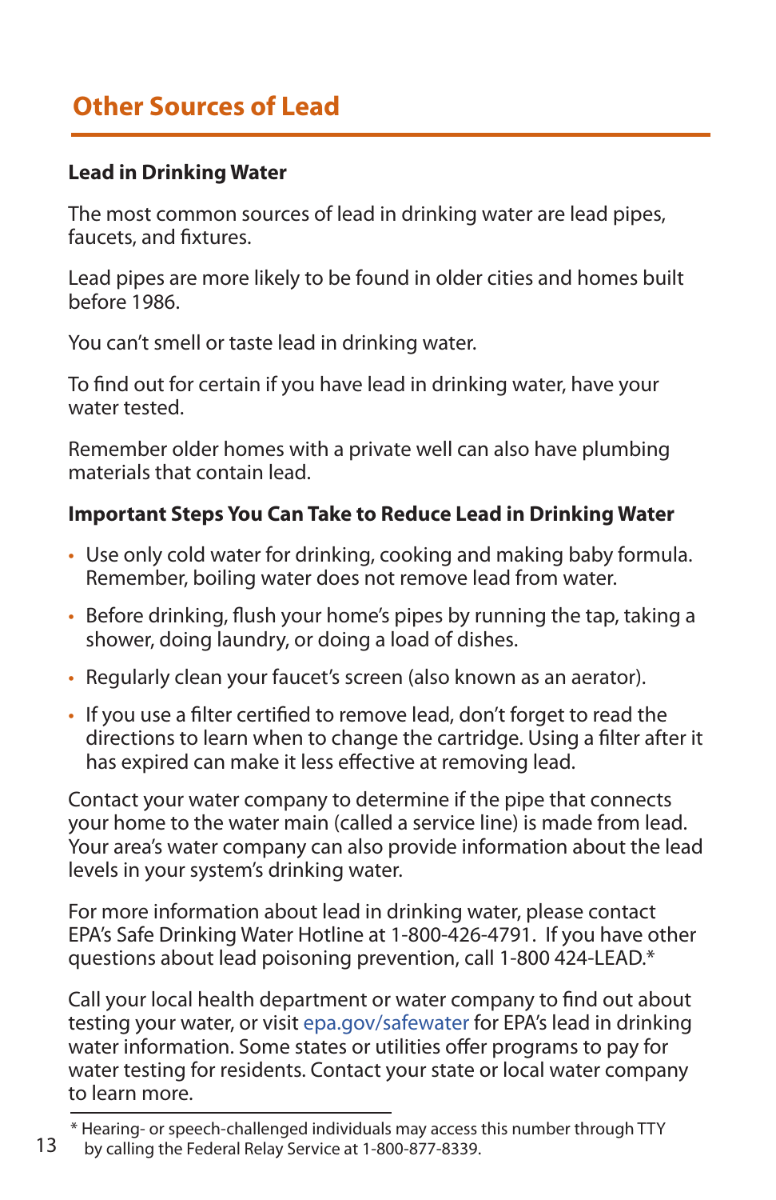## Other Sources of Lead

### Lead in Drinking Water

The most common sources of lead in drinking water are lead pipes, faucets, and fixtures.

Lead pipes are more likely to be found in older cities and homes built before 1986.

You can't smell or taste lead in drinking water.

To find out for certain if you have lead in drinking water, have your water tested.

Remember older homes with a private well can also have plumbing materials that contain lead.

### Important Steps You Can Take to Reduce Lead in Drinking Water

- Use only cold water for drinking, cooking and making baby formula. Remember, boiling water does not remove lead from water.
- Before drinking, flush your home's pipes by running the tap, taking a shower, doing laundry, or doing a load of dishes.
- Regularly clean your faucet's screen (also known as an aerator).
- If you use a filter certified to remove lead, don't forget to read the directions to learn when to change the cartridge. Using a filter after it has expired can make it less effective at removing lead.

Contact your water company to determine if the pipe that connects your home to the water main (called a service line) is made from lead. Your area's water company can also provide information about the lead levels in your system's drinking water.

For more information about lead in drinking water, please contact EPA's Safe Drinking Water Hotline at 1-800-426-4791. If you have other questions about lead poisoning prevention, call 1-800 424-LEAD.*

Call your local health department or water company to find out about testing your water, or visit epa.gov/safewater for EPA's lead in drinking water information. Some states or utilities offer programs to pay for water testing for residents. Contact your state or local water company to learn more.

---

* Hearing- or speech-challenged individuals may access this number through TTY by calling the Federal Relay Service at 1-800-877-8339.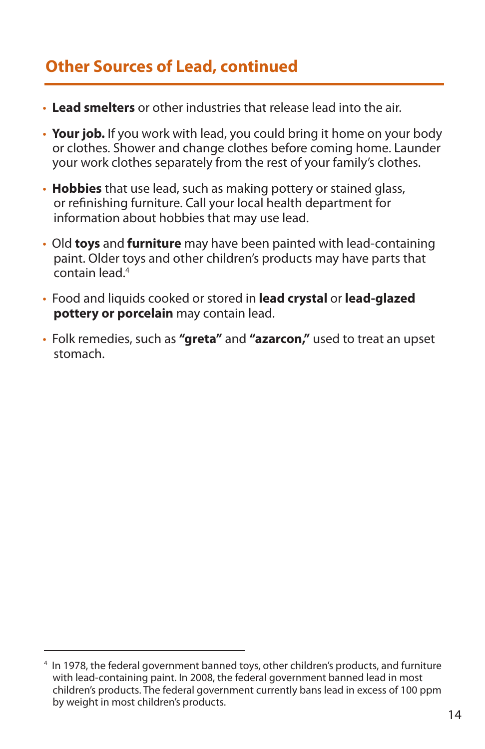## Other Sources of Lead, continued

- **Lead smelters** or other industries that release lead into the air.
- **Your job.** If you work with lead, you could bring it home on your body or clothes. Shower and change clothes before coming home. Launder your work clothes separately from the rest of your family's clothes.
- **Hobbies** that use lead, such as making pottery or stained glass, or refinishing furniture. Call your local health department for information about hobbies that may use lead.
- Old **toys** and **furniture** may have been painted with lead-containing paint. Older toys and other children's products may have parts that contain lead.[4]
- Food and liquids cooked or stored in **lead crystal** or **lead-glazed pottery or porcelain** may contain lead.
- Folk remedies, such as **"greta"** and **"azarcon,"** used to treat an upset stomach.

---

[4] In 1978, the federal government banned toys, other children's products, and furniture with lead-containing paint. In 2008, the federal government banned lead in most children's products. The federal government currently bans lead in excess of 100 ppm by weight in most children's products.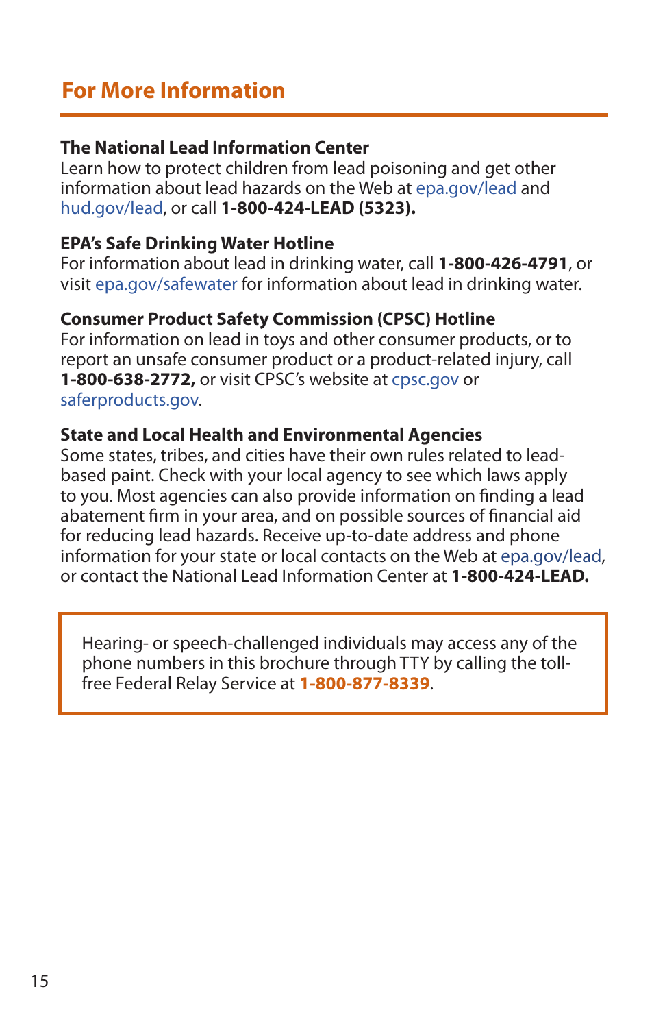## For More Information

**The National Lead Information Center**
Learn how to protect children from lead poisoning and get other information about lead hazards on the Web at epa.gov/lead and hud.gov/lead, or call **1-800-424-LEAD (5323).**

**EPA's Safe Drinking Water Hotline**
For information about lead in drinking water, call **1-800-426-4791**, or visit epa.gov/safewater for information about lead in drinking water.

**Consumer Product Safety Commission (CPSC) Hotline**
For information on lead in toys and other consumer products, or to report an unsafe consumer product or a product-related injury, call **1-800-638-2772,** or visit CPSC's website at cpsc.gov or saferproducts.gov.

**State and Local Health and Environmental Agencies**
Some states, tribes, and cities have their own rules related to lead-based paint. Check with your local agency to see which laws apply to you. Most agencies can also provide information on finding a lead abatement firm in your area, and on possible sources of financial aid for reducing lead hazards. Receive up-to-date address and phone information for your state or local contacts on the Web at epa.gov/lead, or contact the National Lead Information Center at **1-800-424-LEAD.**

> Hearing- or speech-challenged individuals may access any of the phone numbers in this brochure through TTY by calling the toll-free Federal Relay Service at **1-800-877-8339**.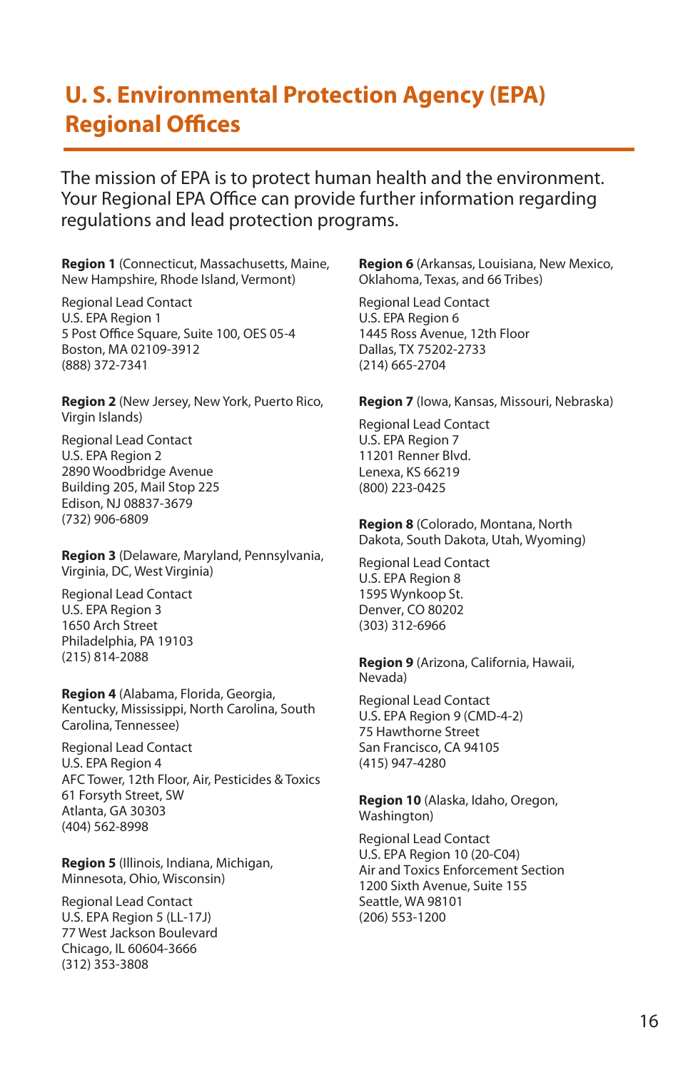# U. S. Environmental Protection Agency (EPA) Regional Offices

The mission of EPA is to protect human health and the environment. Your Regional EPA Office can provide further information regarding regulations and lead protection programs.

**Region 1** (Connecticut, Massachusetts, Maine, New Hampshire, Rhode Island, Vermont)

Regional Lead Contact
U.S. EPA Region 1
5 Post Office Square, Suite 100, OES 05-4
Boston, MA 02109-3912
(888) 372-7341

**Region 2** (New Jersey, New York, Puerto Rico, Virgin Islands)

Regional Lead Contact
U.S. EPA Region 2
2890 Woodbridge Avenue
Building 205, Mail Stop 225
Edison, NJ 08837-3679
(732) 906-6809

**Region 3** (Delaware, Maryland, Pennsylvania, Virginia, DC, West Virginia)

Regional Lead Contact
U.S. EPA Region 3
1650 Arch Street
Philadelphia, PA 19103
(215) 814-2088

**Region 4** (Alabama, Florida, Georgia, Kentucky, Mississippi, North Carolina, South Carolina, Tennessee)

Regional Lead Contact
U.S. EPA Region 4
AFC Tower, 12th Floor, Air, Pesticides & Toxics
61 Forsyth Street, SW
Atlanta, GA 30303
(404) 562-8998

**Region 5** (Illinois, Indiana, Michigan, Minnesota, Ohio, Wisconsin)

Regional Lead Contact
U.S. EPA Region 5 (LL-17J)
77 West Jackson Boulevard
Chicago, IL 60604-3666
(312) 353-3808

**Region 6** (Arkansas, Louisiana, New Mexico, Oklahoma, Texas, and 66 Tribes)

Regional Lead Contact
U.S. EPA Region 6
1445 Ross Avenue, 12th Floor
Dallas, TX 75202-2733
(214) 665-2704

**Region 7** (Iowa, Kansas, Missouri, Nebraska)

Regional Lead Contact
U.S. EPA Region 7
11201 Renner Blvd.
Lenexa, KS 66219
(800) 223-0425

**Region 8** (Colorado, Montana, North Dakota, South Dakota, Utah, Wyoming)

Regional Lead Contact
U.S. EPA Region 8
1595 Wynkoop St.
Denver, CO 80202
(303) 312-6966

**Region 9** (Arizona, California, Hawaii, Nevada)

Regional Lead Contact
U.S. EPA Region 9 (CMD-4-2)
75 Hawthorne Street
San Francisco, CA 94105
(415) 947-4280

**Region 10** (Alaska, Idaho, Oregon, Washington)

Regional Lead Contact
U.S. EPA Region 10 (20-C04)
Air and Toxics Enforcement Section
1200 Sixth Avenue, Suite 155
Seattle, WA 98101
(206) 553-1200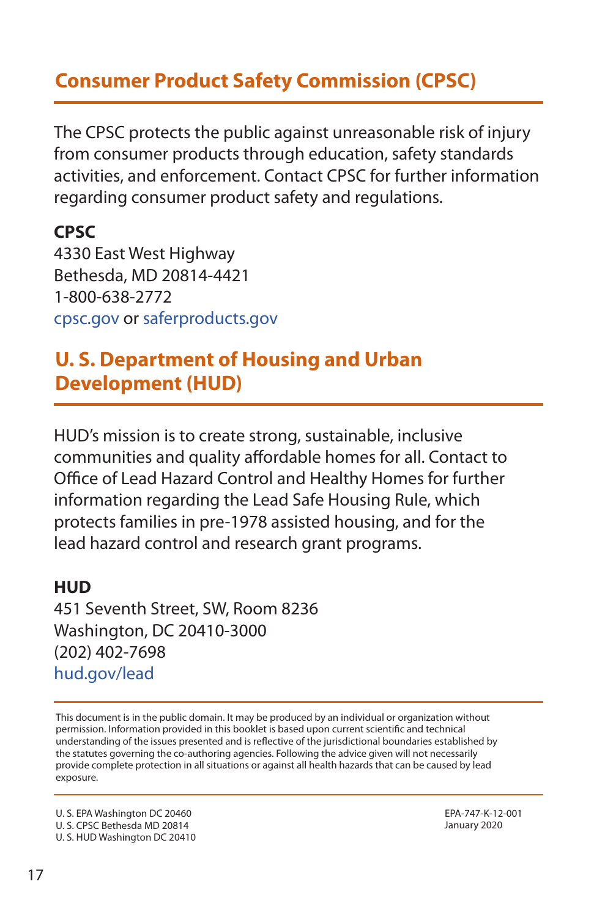## Consumer Product Safety Commission (CPSC)

The CPSC protects the public against unreasonable risk of injury from consumer products through education, safety standards activities, and enforcement. Contact CPSC for further information regarding consumer product safety and regulations.

**CPSC**
4330 East West Highway
Bethesda, MD 20814-4421
1-800-638-2772
cpsc.gov or saferproducts.gov

## U. S. Department of Housing and Urban Development (HUD)

HUD's mission is to create strong, sustainable, inclusive communities and quality affordable homes for all. Contact to Office of Lead Hazard Control and Healthy Homes for further information regarding the Lead Safe Housing Rule, which protects families in pre-1978 assisted housing, and for the lead hazard control and research grant programs.

**HUD**
451 Seventh Street, SW, Room 8236
Washington, DC 20410-3000
(202) 402-7698
hud.gov/lead

This document is in the public domain. It may be produced by an individual or organization without permission. Information provided in this booklet is based upon current scientific and technical understanding of the issues presented and is reflective of the jurisdictional boundaries established by the statutes governing the co-authoring agencies. Following the advice given will not necessarily provide complete protection in all situations or against all health hazards that can be caused by lead exposure.

U. S. EPA Washington DC 20460
U. S. CPSC Bethesda MD 20814
U. S. HUD Washington DC 20410

EPA-747-K-12-001
January 2020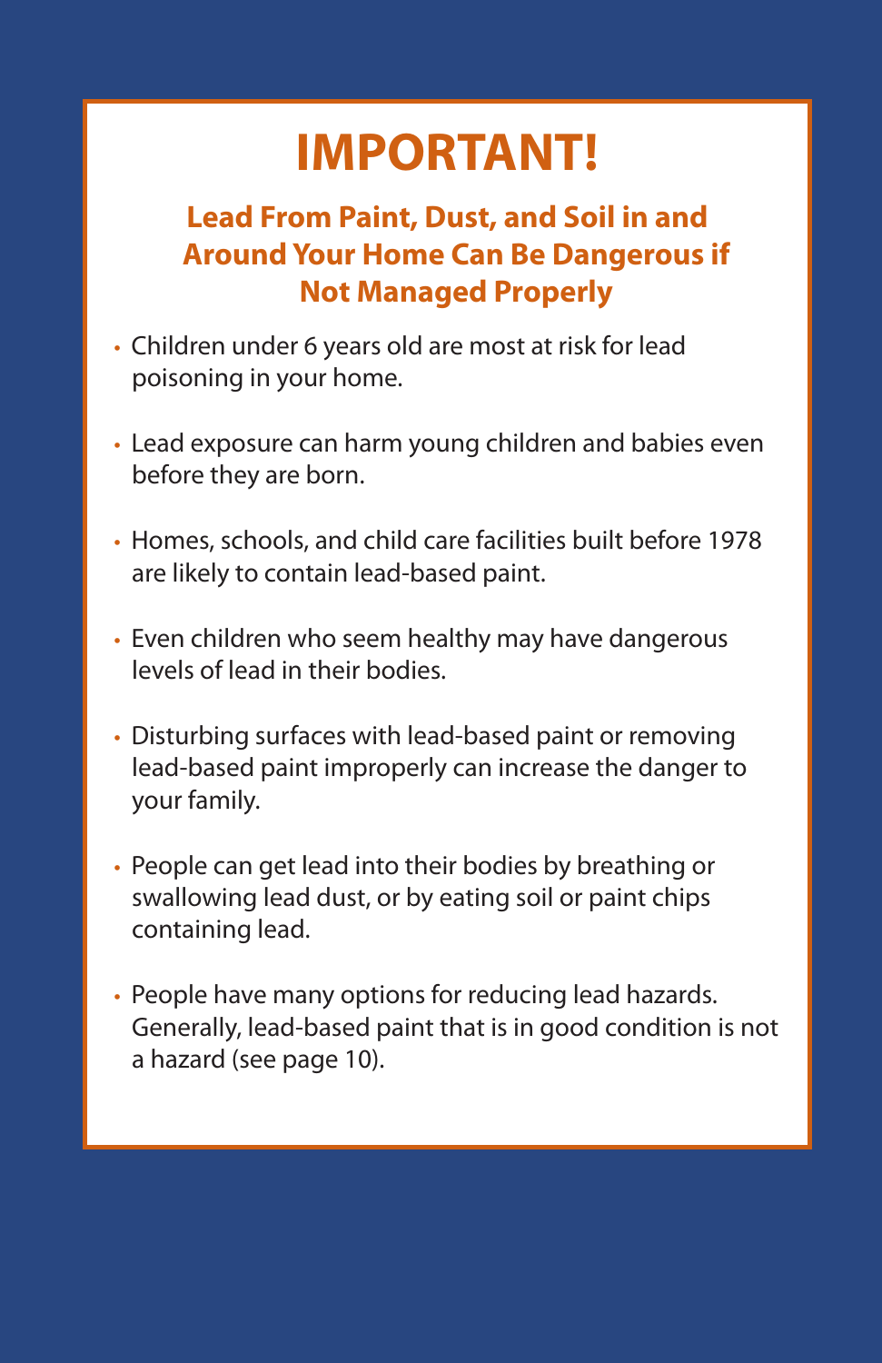# IMPORTANT!

## Lead From Paint, Dust, and Soil in and Around Your Home Can Be Dangerous if Not Managed Properly

- Children under 6 years old are most at risk for lead poisoning in your home.
- Lead exposure can harm young children and babies even before they are born.
- Homes, schools, and child care facilities built before 1978 are likely to contain lead-based paint.
- Even children who seem healthy may have dangerous levels of lead in their bodies.
- Disturbing surfaces with lead-based paint or removing lead-based paint improperly can increase the danger to your family.
- People can get lead into their bodies by breathing or swallowing lead dust, or by eating soil or paint chips containing lead.
- People have many options for reducing lead hazards. Generally, lead-based paint that is in good condition is not a hazard (see page 10).